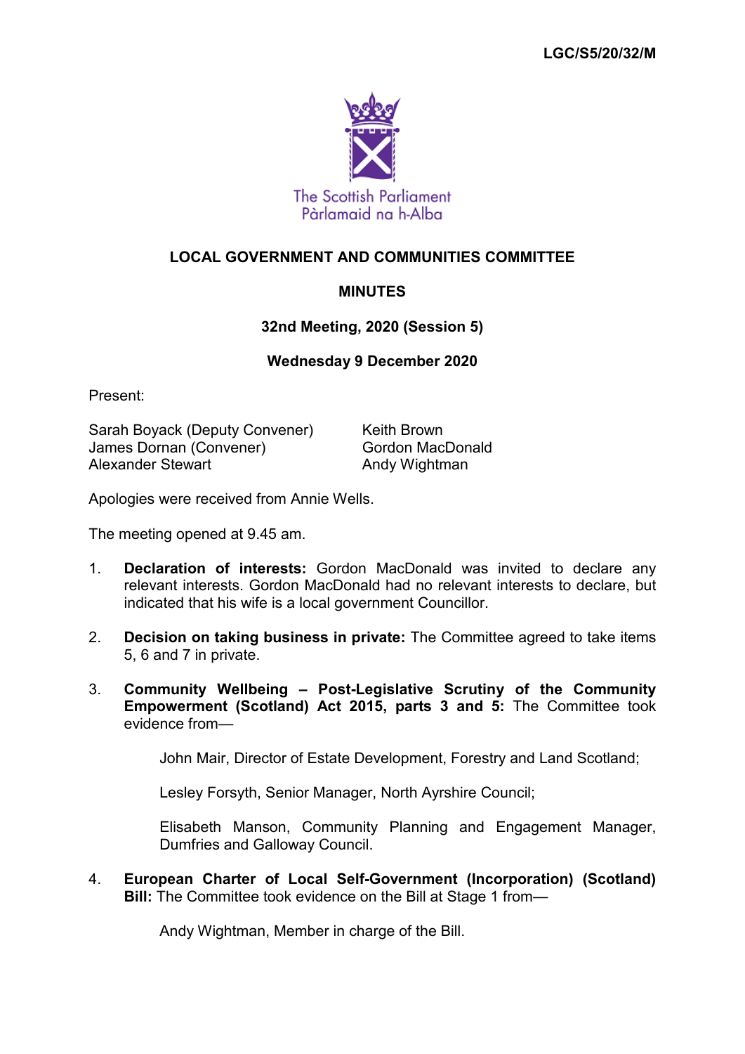LGC/S5/20/32/M

The Scottish Parliament
Pàrlamaid na h-Alba

# LOCAL GOVERNMENT AND COMMUNITIES COMMITTEE

## MINUTES

### 32nd Meeting, 2020 (Session 5)

### Wednesday 9 December 2020

Present:

Sarah Boyack (Deputy Convener)
James Dornan (Convener)
Alexander Stewart
Keith Brown
Gordon MacDonald
Andy Wightman

Apologies were received from Annie Wells.

The meeting opened at 9.45 am.

1. **Declaration of interests:** Gordon MacDonald was invited to declare any relevant interests. Gordon MacDonald had no relevant interests to declare, but indicated that his wife is a local government Councillor.

2. **Decision on taking business in private:** The Committee agreed to take items 5, 6 and 7 in private.

3. **Community Wellbeing – Post-Legislative Scrutiny of the Community Empowerment (Scotland) Act 2015, parts 3 and 5:** The Committee took evidence from—

   John Mair, Director of Estate Development, Forestry and Land Scotland;

   Lesley Forsyth, Senior Manager, North Ayrshire Council;

   Elisabeth Manson, Community Planning and Engagement Manager, Dumfries and Galloway Council.

4. **European Charter of Local Self-Government (Incorporation) (Scotland) Bill:** The Committee took evidence on the Bill at Stage 1 from—

   Andy Wightman, Member in charge of the Bill.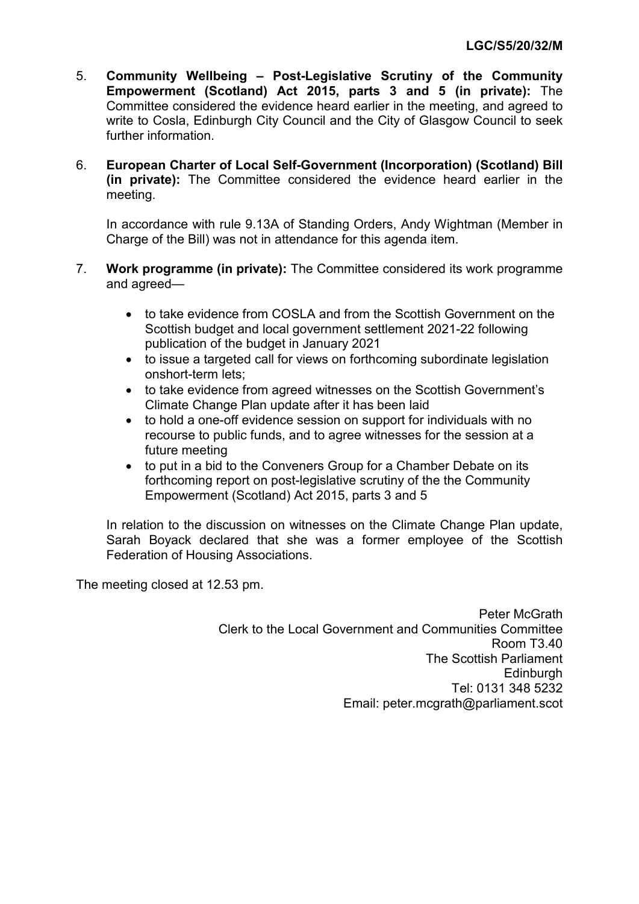5. **Community Wellbeing – Post-Legislative Scrutiny of the Community Empowerment (Scotland) Act 2015, parts 3 and 5 (in private):** The Committee considered the evidence heard earlier in the meeting, and agreed to write to Cosla, Edinburgh City Council and the City of Glasgow Council to seek further information.

6. **European Charter of Local Self-Government (Incorporation) (Scotland) Bill (in private):** The Committee considered the evidence heard earlier in the meeting.

   In accordance with rule 9.13A of Standing Orders, Andy Wightman (Member in Charge of the Bill) was not in attendance for this agenda item.

7. **Work programme (in private):** The Committee considered its work programme and agreed—

   - to take evidence from COSLA and from the Scottish Government on the Scottish budget and local government settlement 2021-22 following publication of the budget in January 2021
   - to issue a targeted call for views on forthcoming subordinate legislation onshort-term lets;
   - to take evidence from agreed witnesses on the Scottish Government's Climate Change Plan update after it has been laid
   - to hold a one-off evidence session on support for individuals with no recourse to public funds, and to agree witnesses for the session at a future meeting
   - to put in a bid to the Conveners Group for a Chamber Debate on its forthcoming report on post-legislative scrutiny of the the Community Empowerment (Scotland) Act 2015, parts 3 and 5

   In relation to the discussion on witnesses on the Climate Change Plan update, Sarah Boyack declared that she was a former employee of the Scottish Federation of Housing Associations.

The meeting closed at 12.53 pm.

Peter McGrath
Clerk to the Local Government and Communities Committee
Room T3.40
The Scottish Parliament
Edinburgh
Tel: 0131 348 5232
Email: peter.mcgrath@parliament.scot